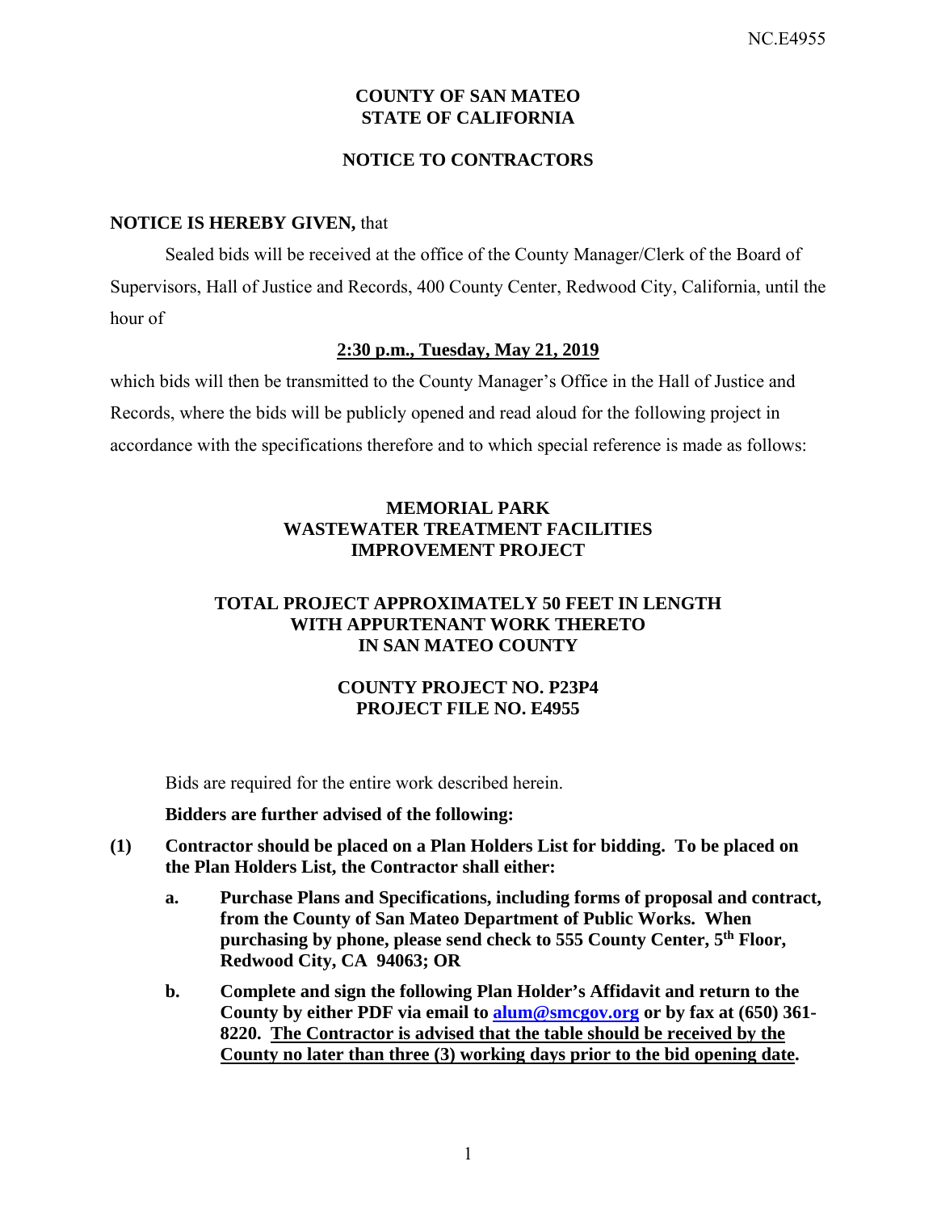**COUNTY OF SAN MATEO**
**STATE OF CALIFORNIA**

**NOTICE TO CONTRACTORS**

**NOTICE IS HEREBY GIVEN,** that

Sealed bids will be received at the office of the County Manager/Clerk of the Board of Supervisors, Hall of Justice and Records, 400 County Center, Redwood City, California, until the hour of

**2:30 p.m., Tuesday, May 21, 2019**

which bids will then be transmitted to the County Manager's Office in the Hall of Justice and Records, where the bids will be publicly opened and read aloud for the following project in accordance with the specifications therefore and to which special reference is made as follows:

**MEMORIAL PARK**
**WASTEWATER TREATMENT FACILITIES**
**IMPROVEMENT PROJECT**

**TOTAL PROJECT APPROXIMATELY 50 FEET IN LENGTH**
**WITH APPURTENANT WORK THERETO**
**IN SAN MATEO COUNTY**

**COUNTY PROJECT NO. P23P4**
**PROJECT FILE NO. E4955**

Bids are required for the entire work described herein.

**Bidders are further advised of the following:**

**(1) Contractor should be placed on a Plan Holders List for bidding. To be placed on the Plan Holders List, the Contractor shall either:**

**a. Purchase Plans and Specifications, including forms of proposal and contract, from the County of San Mateo Department of Public Works. When purchasing by phone, please send check to 555 County Center, 5th Floor, Redwood City, CA 94063; OR**

**b. Complete and sign the following Plan Holder's Affidavit and return to the County by either PDF via email to alum@smcgov.org or by fax at (650) 361-8220. The Contractor is advised that the table should be received by the County no later than three (3) working days prior to the bid opening date.**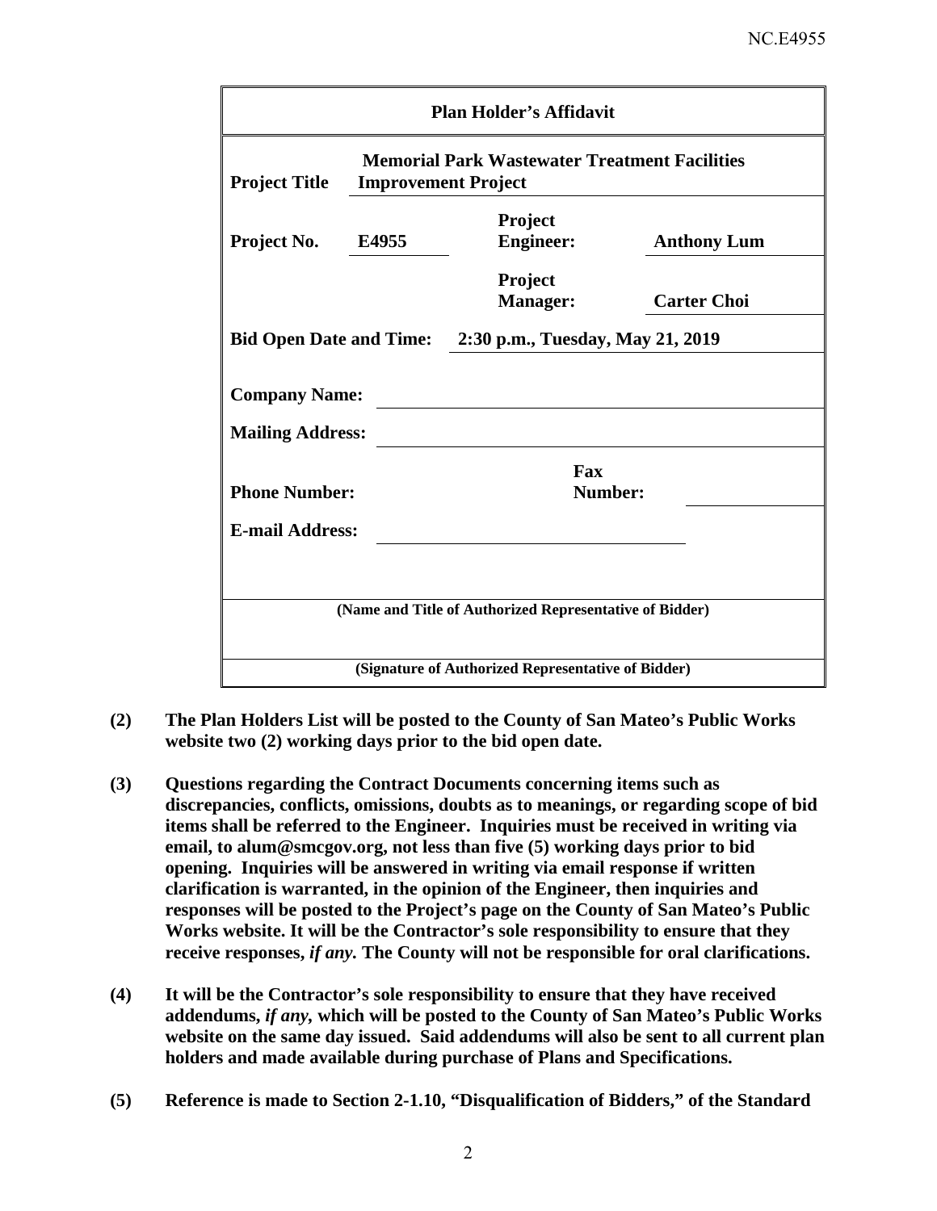| **Plan Holder's Affidavit** | | | |
|---|---|---|---|
| **Project Title** | **Memorial Park Wastewater Treatment Facilities Improvement Project** | | |
| **Project No.** | **E4955** | **Project Engineer:** | **Anthony Lum** |
| | | **Project Manager:** | **Carter Choi** |
| **Bid Open Date and Time:** | **2:30 p.m., Tuesday, May 21, 2019** | | |
| **Company Name:** | | | |
| **Mailing Address:** | | | |
| **Phone Number:** | | **Fax Number:** | |
| **E-mail Address:** | | | |
| **(Name and Title of Authorized Representative of Bidder)** | | | |
| **(Signature of Authorized Representative of Bidder)** | | | |

**(2)** **The Plan Holders List will be posted to the County of San Mateo's Public Works website two (2) working days prior to the bid open date.**

**(3)** **Questions regarding the Contract Documents concerning items such as discrepancies, conflicts, omissions, doubts as to meanings, or regarding scope of bid items shall be referred to the Engineer. Inquiries must be received in writing via email, to alum@smcgov.org, not less than five (5) working days prior to bid opening. Inquiries will be answered in writing via email response if written clarification is warranted, in the opinion of the Engineer, then inquiries and responses will be posted to the Project's page on the County of San Mateo's Public Works website. It will be the Contractor's sole responsibility to ensure that they receive responses, *if any.* The County will not be responsible for oral clarifications.**

**(4)** **It will be the Contractor's sole responsibility to ensure that they have received addendums, *if any,* which will be posted to the County of San Mateo's Public Works website on the same day issued. Said addendums will also be sent to all current plan holders and made available during purchase of Plans and Specifications.**

**(5)** **Reference is made to Section 2-1.10, "Disqualification of Bidders," of the Standard**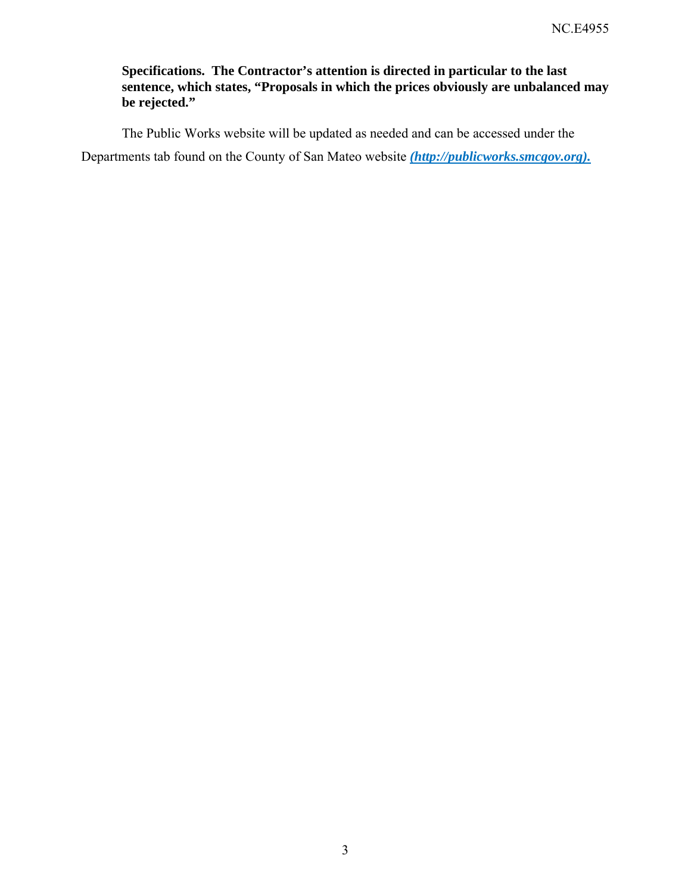**Specifications. The Contractor's attention is directed in particular to the last sentence, which states, "Proposals in which the prices obviously are unbalanced may be rejected."**

The Public Works website will be updated as needed and can be accessed under the Departments tab found on the County of San Mateo website ***(http://publicworks.smcgov.org).***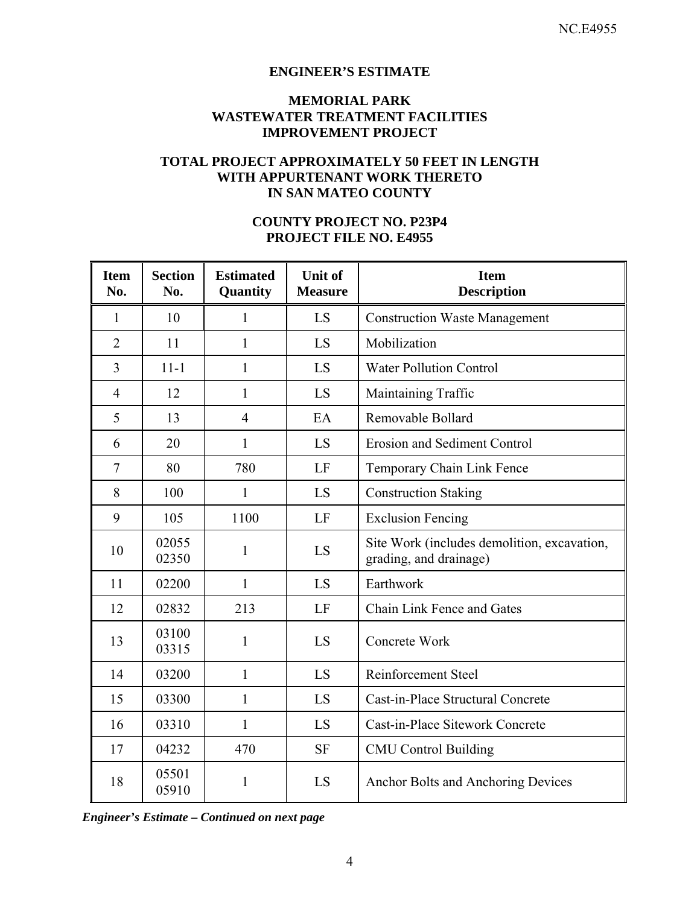## ENGINEER'S ESTIMATE

## MEMORIAL PARK WASTEWATER TREATMENT FACILITIES IMPROVEMENT PROJECT

### TOTAL PROJECT APPROXIMATELY 50 FEET IN LENGTH WITH APPURTENANT WORK THERETO IN SAN MATEO COUNTY

### COUNTY PROJECT NO. P23P4 PROJECT FILE NO. E4955

| Item No. | Section No. | Estimated Quantity | Unit of Measure | Item Description |
|---|---|---|---|---|
| 1 | 10 | 1 | LS | Construction Waste Management |
| 2 | 11 | 1 | LS | Mobilization |
| 3 | 11-1 | 1 | LS | Water Pollution Control |
| 4 | 12 | 1 | LS | Maintaining Traffic |
| 5 | 13 | 4 | EA | Removable Bollard |
| 6 | 20 | 1 | LS | Erosion and Sediment Control |
| 7 | 80 | 780 | LF | Temporary Chain Link Fence |
| 8 | 100 | 1 | LS | Construction Staking |
| 9 | 105 | 1100 | LF | Exclusion Fencing |
| 10 | 02055 02350 | 1 | LS | Site Work (includes demolition, excavation, grading, and drainage) |
| 11 | 02200 | 1 | LS | Earthwork |
| 12 | 02832 | 213 | LF | Chain Link Fence and Gates |
| 13 | 03100 03315 | 1 | LS | Concrete Work |
| 14 | 03200 | 1 | LS | Reinforcement Steel |
| 15 | 03300 | 1 | LS | Cast-in-Place Structural Concrete |
| 16 | 03310 | 1 | LS | Cast-in-Place Sitework Concrete |
| 17 | 04232 | 470 | SF | CMU Control Building |
| 18 | 05501 05910 | 1 | LS | Anchor Bolts and Anchoring Devices |

***Engineer's Estimate – Continued on next page***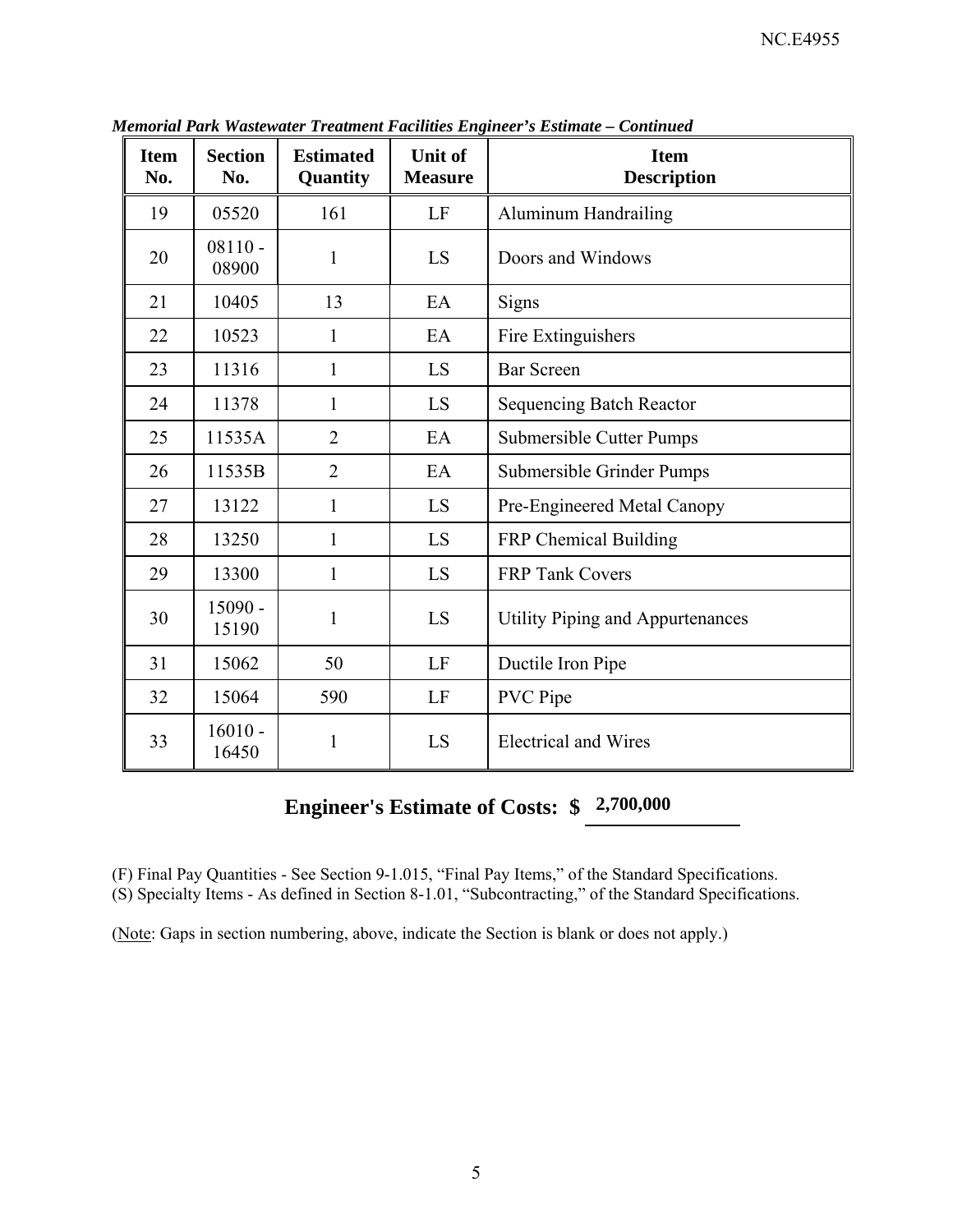*Memorial Park Wastewater Treatment Facilities Engineer's Estimate – Continued*

| Item No. | Section No. | Estimated Quantity | Unit of Measure | Item Description |
|---|---|---|---|---|
| 19 | 05520 | 161 | LF | Aluminum Handrailing |
| 20 | 08110 - 08900 | 1 | LS | Doors and Windows |
| 21 | 10405 | 13 | EA | Signs |
| 22 | 10523 | 1 | EA | Fire Extinguishers |
| 23 | 11316 | 1 | LS | Bar Screen |
| 24 | 11378 | 1 | LS | Sequencing Batch Reactor |
| 25 | 11535A | 2 | EA | Submersible Cutter Pumps |
| 26 | 11535B | 2 | EA | Submersible Grinder Pumps |
| 27 | 13122 | 1 | LS | Pre-Engineered Metal Canopy |
| 28 | 13250 | 1 | LS | FRP Chemical Building |
| 29 | 13300 | 1 | LS | FRP Tank Covers |
| 30 | 15090 - 15190 | 1 | LS | Utility Piping and Appurtenances |
| 31 | 15062 | 50 | LF | Ductile Iron Pipe |
| 32 | 15064 | 590 | LF | PVC Pipe |
| 33 | 16010 - 16450 | 1 | LS | Electrical and Wires |

**Engineer's Estimate of Costs: $ 2,700,000**

(F) Final Pay Quantities - See Section 9-1.015, "Final Pay Items," of the Standard Specifications.
(S) Specialty Items - As defined in Section 8-1.01, "Subcontracting," of the Standard Specifications.

(Note: Gaps in section numbering, above, indicate the Section is blank or does not apply.)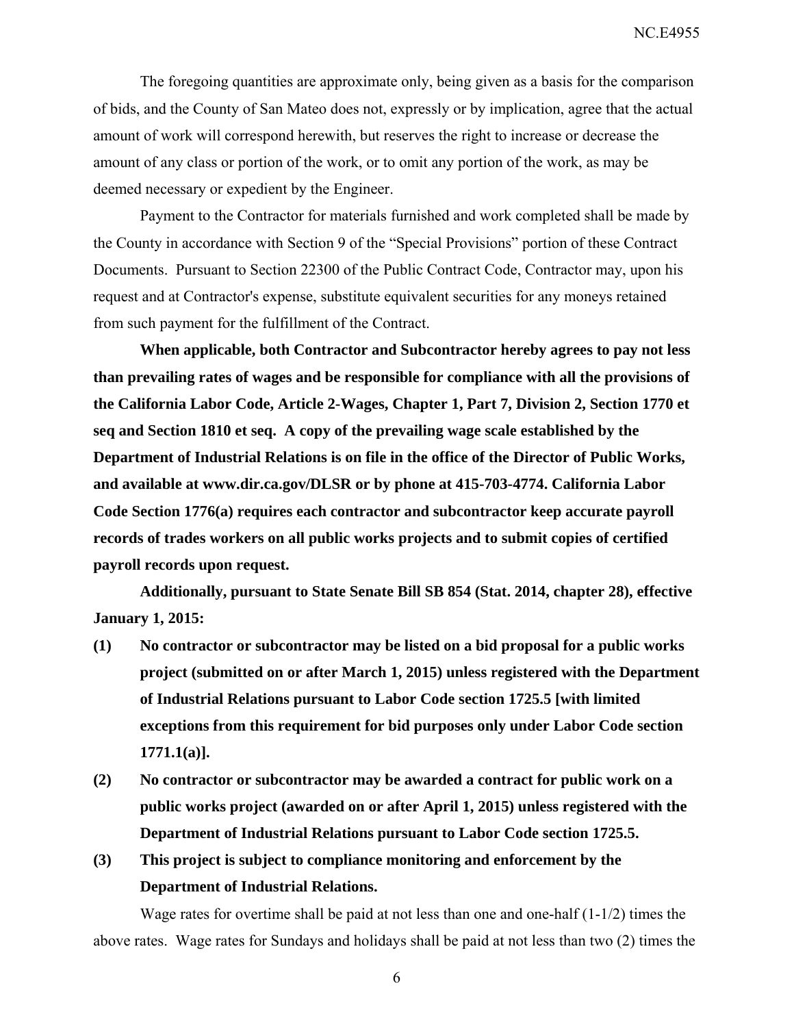The foregoing quantities are approximate only, being given as a basis for the comparison of bids, and the County of San Mateo does not, expressly or by implication, agree that the actual amount of work will correspond herewith, but reserves the right to increase or decrease the amount of any class or portion of the work, or to omit any portion of the work, as may be deemed necessary or expedient by the Engineer.

Payment to the Contractor for materials furnished and work completed shall be made by the County in accordance with Section 9 of the "Special Provisions" portion of these Contract Documents. Pursuant to Section 22300 of the Public Contract Code, Contractor may, upon his request and at Contractor's expense, substitute equivalent securities for any moneys retained from such payment for the fulfillment of the Contract.

**When applicable, both Contractor and Subcontractor hereby agrees to pay not less than prevailing rates of wages and be responsible for compliance with all the provisions of the California Labor Code, Article 2-Wages, Chapter 1, Part 7, Division 2, Section 1770 et seq and Section 1810 et seq. A copy of the prevailing wage scale established by the Department of Industrial Relations is on file in the office of the Director of Public Works, and available at www.dir.ca.gov/DLSR or by phone at 415-703-4774. California Labor Code Section 1776(a) requires each contractor and subcontractor keep accurate payroll records of trades workers on all public works projects and to submit copies of certified payroll records upon request.**

**Additionally, pursuant to State Senate Bill SB 854 (Stat. 2014, chapter 28), effective January 1, 2015:**

**(1) No contractor or subcontractor may be listed on a bid proposal for a public works project (submitted on or after March 1, 2015) unless registered with the Department of Industrial Relations pursuant to Labor Code section 1725.5 [with limited exceptions from this requirement for bid purposes only under Labor Code section 1771.1(a)].**

**(2) No contractor or subcontractor may be awarded a contract for public work on a public works project (awarded on or after April 1, 2015) unless registered with the Department of Industrial Relations pursuant to Labor Code section 1725.5.**

**(3) This project is subject to compliance monitoring and enforcement by the Department of Industrial Relations.**

Wage rates for overtime shall be paid at not less than one and one-half (1-1/2) times the above rates. Wage rates for Sundays and holidays shall be paid at not less than two (2) times the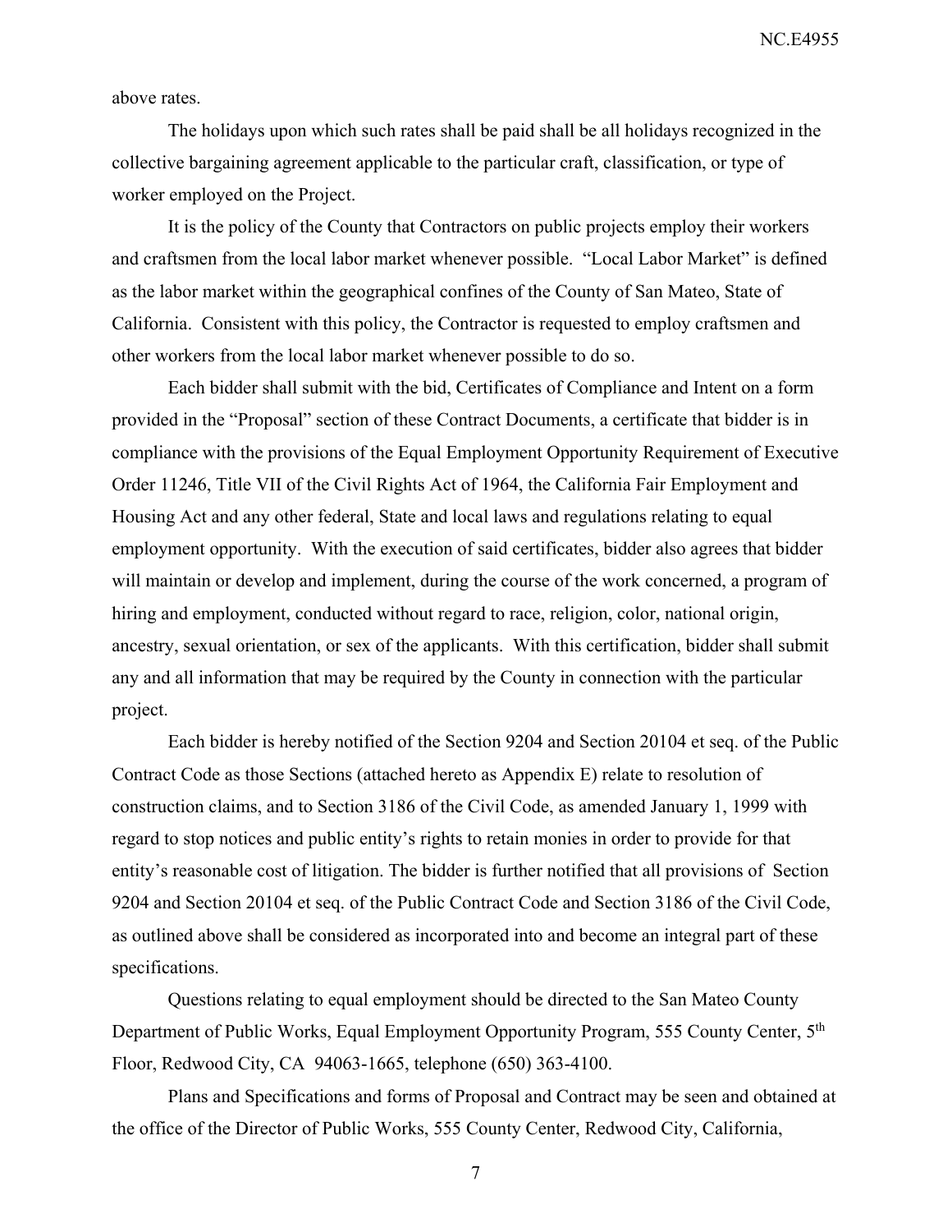above rates.

The holidays upon which such rates shall be paid shall be all holidays recognized in the collective bargaining agreement applicable to the particular craft, classification, or type of worker employed on the Project.

It is the policy of the County that Contractors on public projects employ their workers and craftsmen from the local labor market whenever possible. "Local Labor Market" is defined as the labor market within the geographical confines of the County of San Mateo, State of California. Consistent with this policy, the Contractor is requested to employ craftsmen and other workers from the local labor market whenever possible to do so.

Each bidder shall submit with the bid, Certificates of Compliance and Intent on a form provided in the "Proposal" section of these Contract Documents, a certificate that bidder is in compliance with the provisions of the Equal Employment Opportunity Requirement of Executive Order 11246, Title VII of the Civil Rights Act of 1964, the California Fair Employment and Housing Act and any other federal, State and local laws and regulations relating to equal employment opportunity. With the execution of said certificates, bidder also agrees that bidder will maintain or develop and implement, during the course of the work concerned, a program of hiring and employment, conducted without regard to race, religion, color, national origin, ancestry, sexual orientation, or sex of the applicants. With this certification, bidder shall submit any and all information that may be required by the County in connection with the particular project.

Each bidder is hereby notified of the Section 9204 and Section 20104 et seq. of the Public Contract Code as those Sections (attached hereto as Appendix E) relate to resolution of construction claims, and to Section 3186 of the Civil Code, as amended January 1, 1999 with regard to stop notices and public entity's rights to retain monies in order to provide for that entity's reasonable cost of litigation. The bidder is further notified that all provisions of Section 9204 and Section 20104 et seq. of the Public Contract Code and Section 3186 of the Civil Code, as outlined above shall be considered as incorporated into and become an integral part of these specifications.

Questions relating to equal employment should be directed to the San Mateo County Department of Public Works, Equal Employment Opportunity Program, 555 County Center, 5th Floor, Redwood City, CA 94063-1665, telephone (650) 363-4100.

Plans and Specifications and forms of Proposal and Contract may be seen and obtained at the office of the Director of Public Works, 555 County Center, Redwood City, California,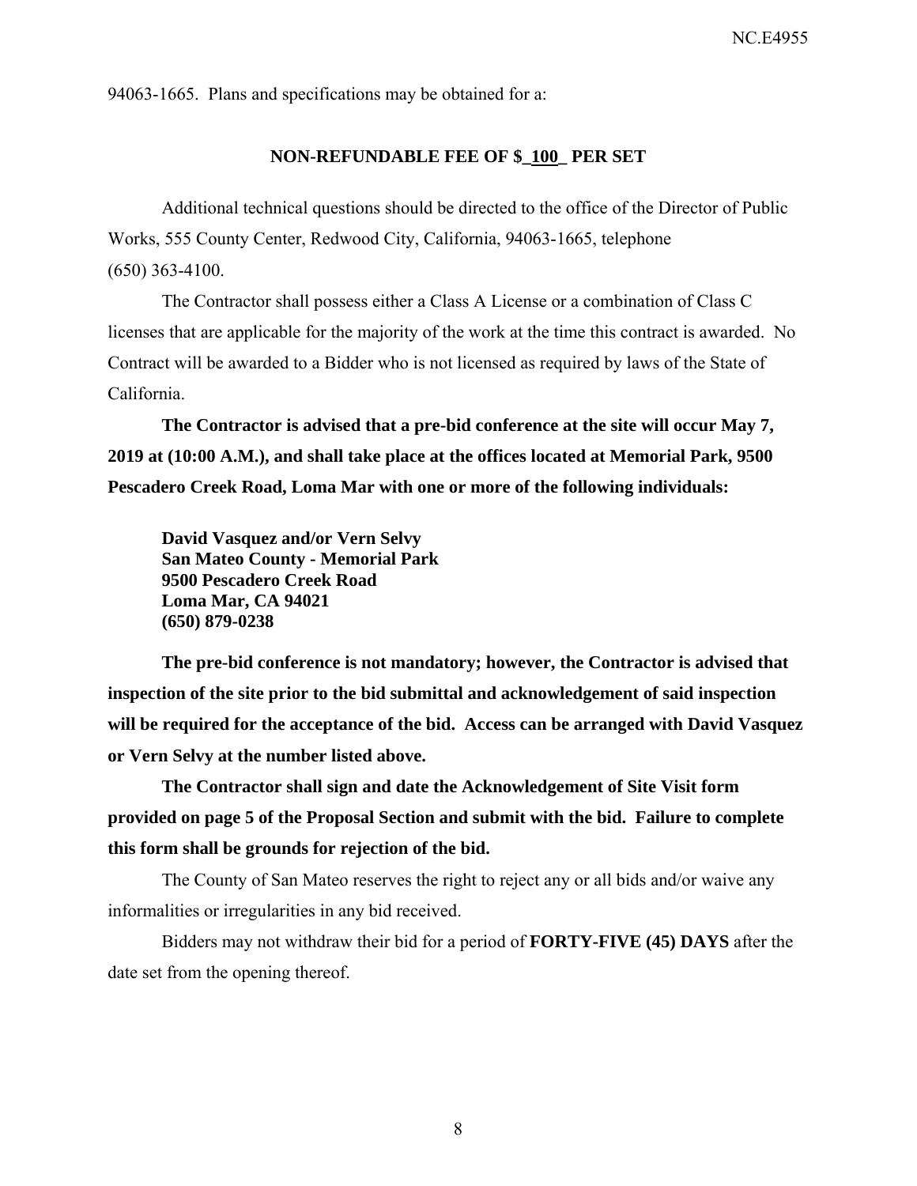94063-1665. Plans and specifications may be obtained for a:

**NON-REFUNDABLE FEE OF $_100_ PER SET**

Additional technical questions should be directed to the office of the Director of Public Works, 555 County Center, Redwood City, California, 94063-1665, telephone (650) 363-4100.

The Contractor shall possess either a Class A License or a combination of Class C licenses that are applicable for the majority of the work at the time this contract is awarded. No Contract will be awarded to a Bidder who is not licensed as required by laws of the State of California.

**The Contractor is advised that a pre-bid conference at the site will occur May 7, 2019 at (10:00 A.M.), and shall take place at the offices located at Memorial Park, 9500 Pescadero Creek Road, Loma Mar with one or more of the following individuals:**

**David Vasquez and/or Vern Selvy**
**San Mateo County - Memorial Park**
**9500 Pescadero Creek Road**
**Loma Mar, CA 94021**
**(650) 879-0238**

**The pre-bid conference is not mandatory; however, the Contractor is advised that inspection of the site prior to the bid submittal and acknowledgement of said inspection will be required for the acceptance of the bid. Access can be arranged with David Vasquez or Vern Selvy at the number listed above.**

**The Contractor shall sign and date the Acknowledgement of Site Visit form provided on page 5 of the Proposal Section and submit with the bid. Failure to complete this form shall be grounds for rejection of the bid.**

The County of San Mateo reserves the right to reject any or all bids and/or waive any informalities or irregularities in any bid received.

Bidders may not withdraw their bid for a period of **FORTY-FIVE (45) DAYS** after the date set from the opening thereof.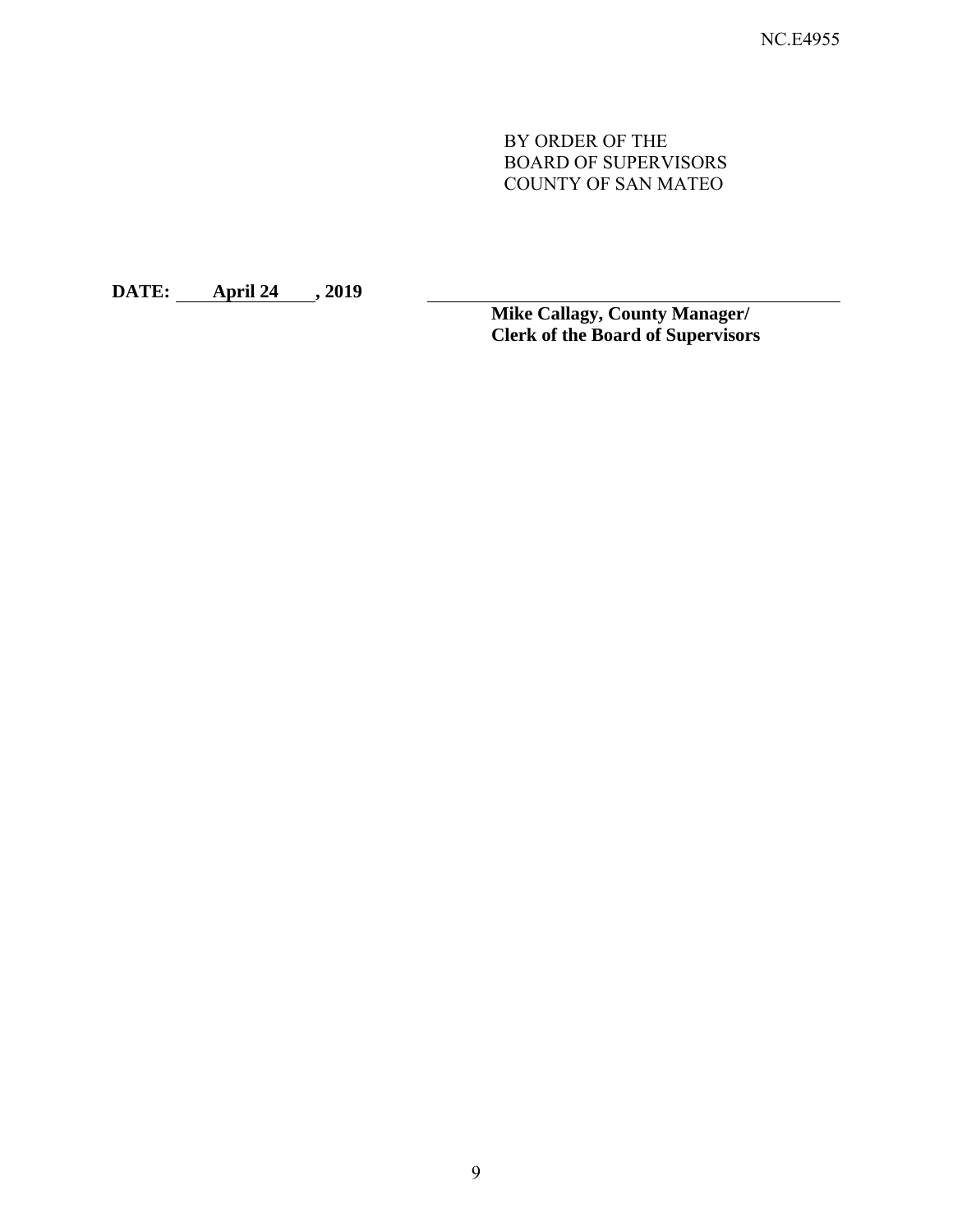BY ORDER OF THE
BOARD OF SUPERVISORS
COUNTY OF SAN MATEO

**DATE: April 24 , 2019**

______________________________________

**Mike Callagy, County Manager/**
**Clerk of the Board of Supervisors**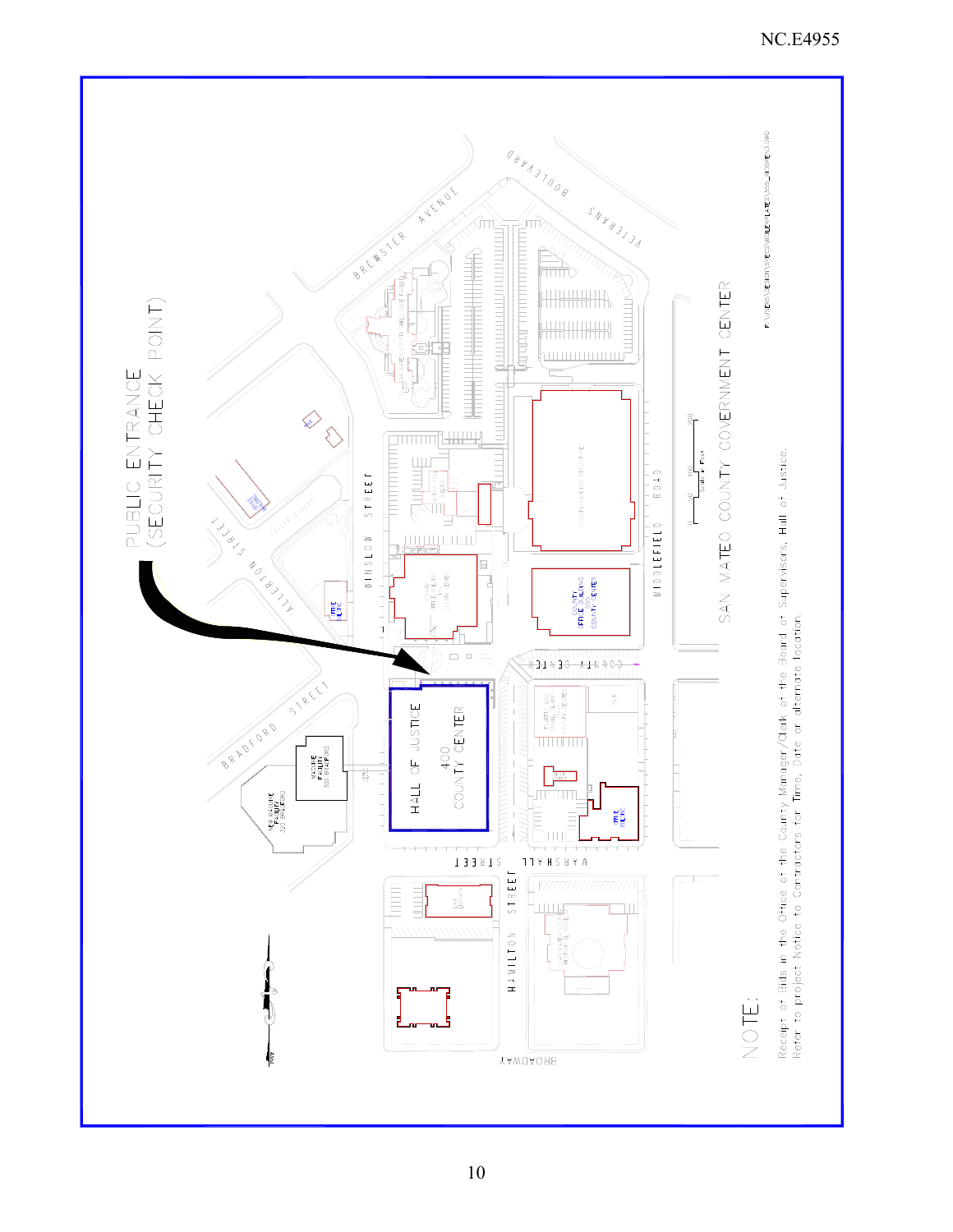NC.E4955

PUBLIC ENTRANCE
(SECURITY CHECK POINT)

HALL OF JUSTICE
400
COUNTY CENTER

SAN MATEO COUNTY GOVERNMENT CENTER

BREWSTER AVENUE

VETERANS BOULEVARD

WINSLOW STREET

MIDDLEFIELD ROAD

COUNTY CENTER

ALLERTON STREET

BRADFORD STREET

MARSHALL STREET

HAMILTON STREET

BROADWAY

NOTE:

Receipt of Bids in the Office of the County Manager/Clerk of the Board of Supervisors, Hall of Justice.
Refer to project Notice to Contractors for Time, Date or alternate location.